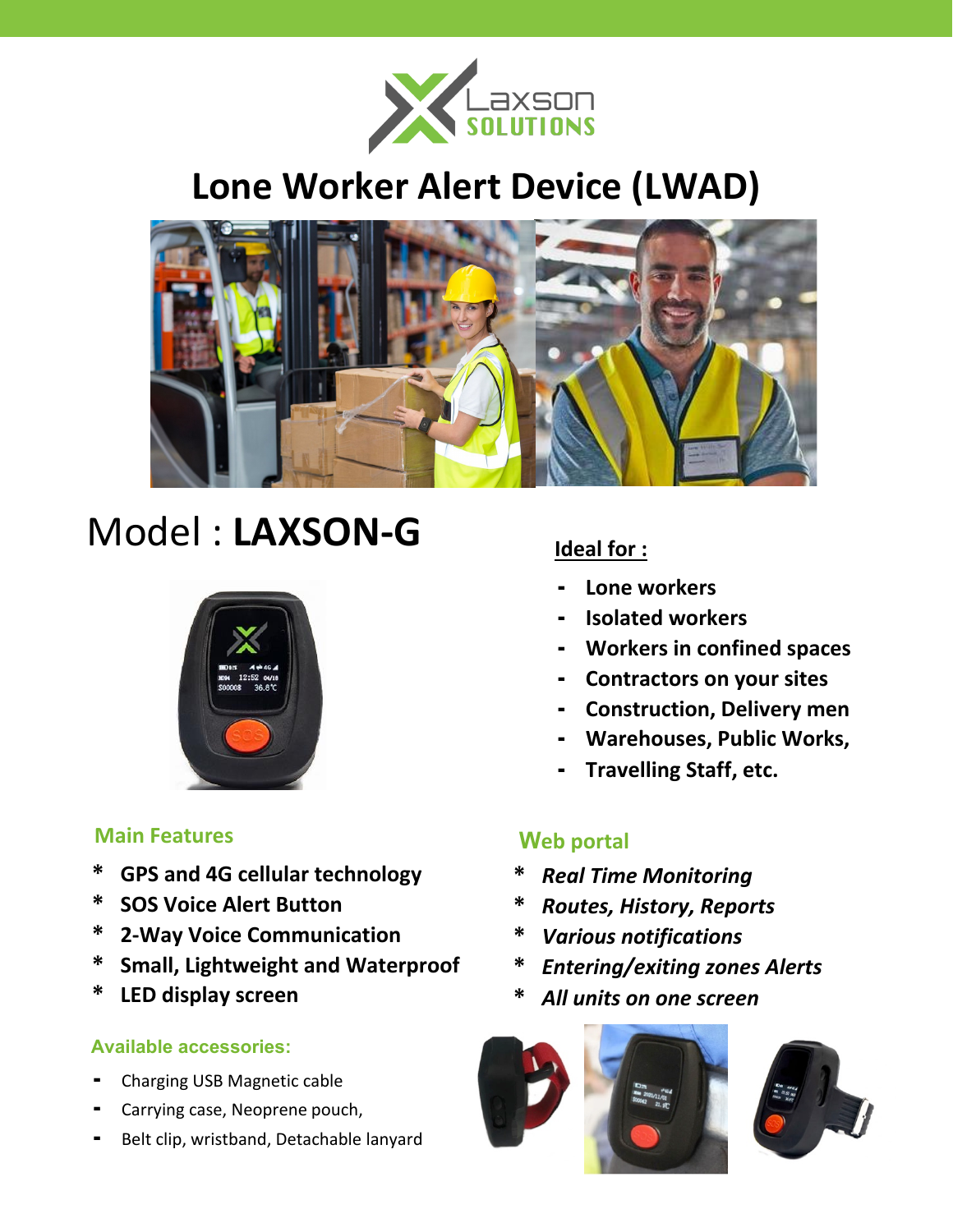Laxson SOLUTIONS

# Lone Worker Alert Device (LWAD)

## Model : **LAXSON-G**

**Ideal for :**

- Lone workers
- Isolated workers
- Workers in confined spaces
- Contractors on your sites
- Construction, Delivery men
- Warehouses, Public Works,
- Travelling Staff, etc.

### Main Features

* **GPS and 4G cellular technology**
* **SOS Voice Alert Button**
* **2-Way Voice Communication**
* **Small, Lightweight and Waterproof**
* **LED display screen**

### Web portal

* ***Real Time Monitoring***
* ***Routes, History, Reports***
* ***Various notifications***
* ***Entering/exiting zones Alerts***
* ***All units on one screen***

### Available accessories:

- Charging USB Magnetic cable
- Carrying case, Neoprene pouch,
- Belt clip, wristband, Detachable lanyard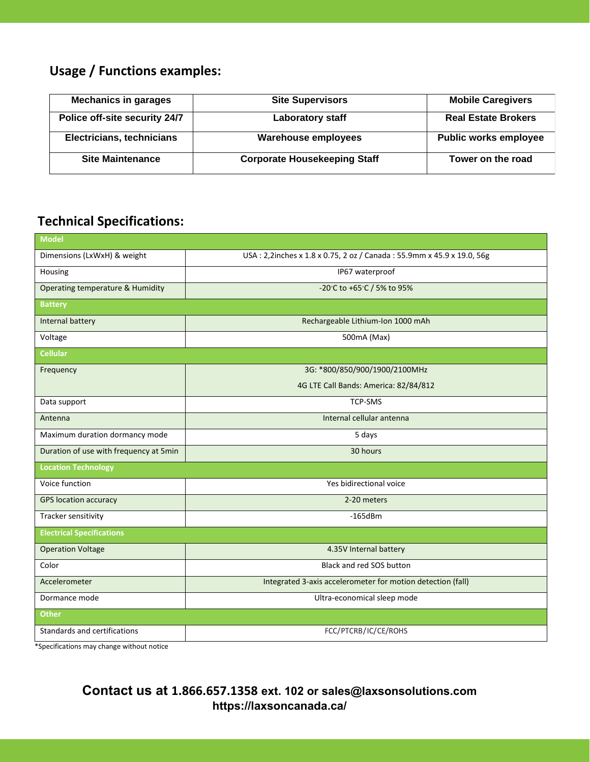## Usage / Functions examples:

| | | |
|---|---|---|
| **Mechanics in garages** | **Site Supervisors** | **Mobile Caregivers** |
| **Police off-site security 24/7** | **Laboratory staff** | **Real Estate Brokers** |
| **Electricians, technicians** | **Warehouse employees** | **Public works employee** |
| **Site Maintenance** | **Corporate Housekeeping Staff** | **Tower on the road** |

## Technical Specifications:

| | |
|---|---|
| **Model** | |
| Dimensions (LxWxH) & weight | USA : 2,2inches x 1.8 x 0.75, 2 oz / Canada : 55.9mm x 45.9 x 19.0, 56g |
| Housing | IP67 waterproof |
| Operating temperature & Humidity | -20°C to +65°C / 5% to 95% |
| **Battery** | |
| Internal battery | Rechargeable Lithium-Ion 1000 mAh |
| Voltage | 500mA (Max) |
| **Cellular** | |
| Frequency | 3G: *800/850/900/1900/2100MHz<br>4G LTE Call Bands: America: 82/84/812 |
| Data support | TCP-SMS |
| Antenna | Internal cellular antenna |
| Maximum duration dormancy mode | 5 days |
| Duration of use with frequency at 5min | 30 hours |
| **Location Technology** | |
| Voice function | Yes bidirectional voice |
| GPS location accuracy | 2-20 meters |
| Tracker sensitivity | -165dBm |
| **Electrical Specifications** | |
| Operation Voltage | 4.35V Internal battery |
| Color | Black and red SOS button |
| Accelerometer | Integrated 3-axis accelerometer for motion detection (fall) |
| Dormance mode | Ultra-economical sleep mode |
| **Other** | |
| Standards and certifications | FCC/PTCRB/IC/CE/ROHS |

*Specifications may change without notice

**Contact us at 1.866.657.1358 ext. 102 or sales@laxsonsolutions.com**
**https://laxoncanada.ca/**